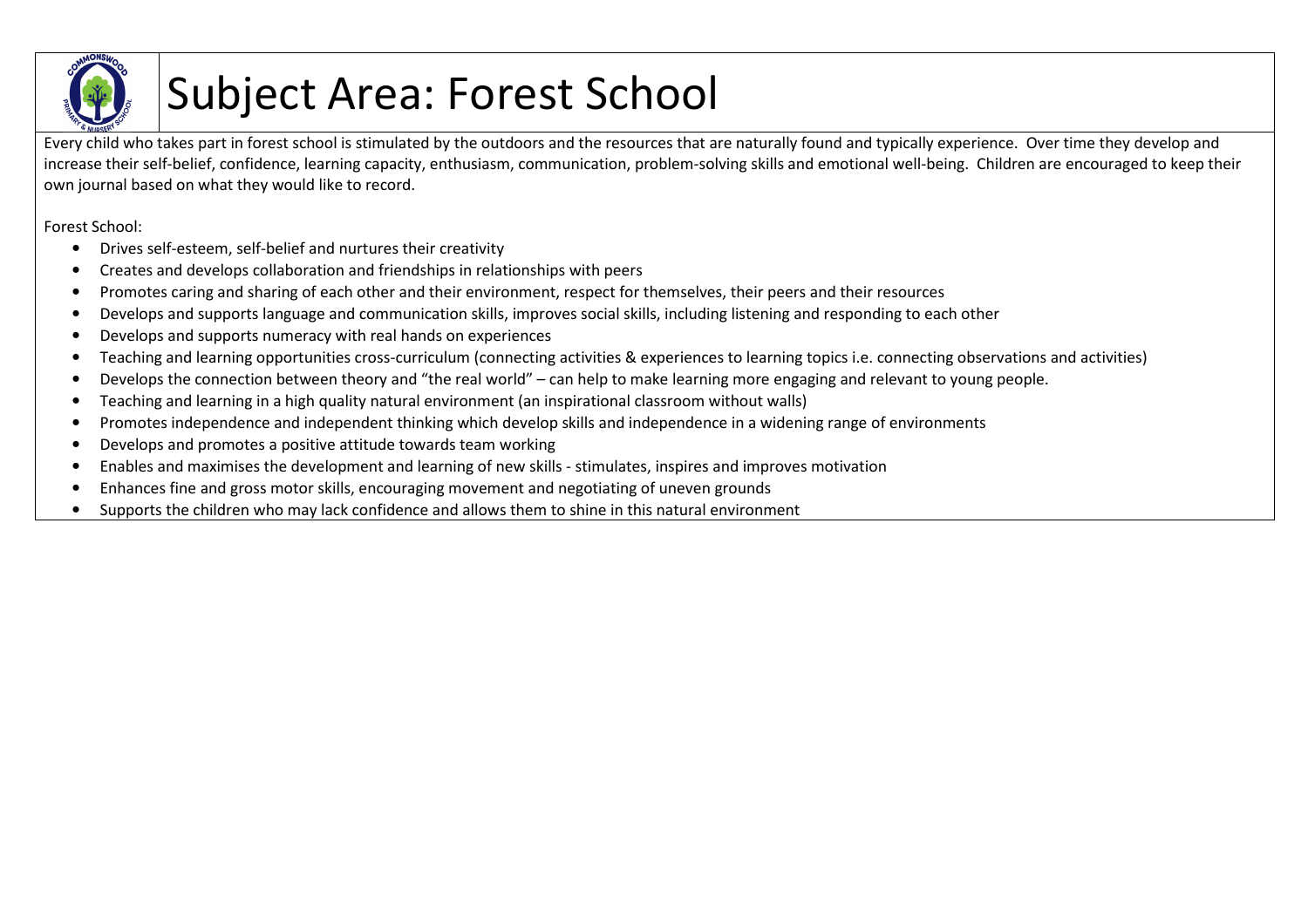# Subject Area: Forest School

Every child who takes part in forest school is stimulated by the outdoors and the resources that are naturally found and typically experience. Over time they develop and increase their self-belief, confidence, learning capacity, enthusiasm, communication, problem-solving skills and emotional well-being. Children are encouraged to keep their own journal based on what they would like to record.

Forest School:

- Drives self-esteem, self-belief and nurtures their creativity
- Creates and develops collaboration and friendships in relationships with peers
- Promotes caring and sharing of each other and their environment, respect for themselves, their peers and their resources
- Develops and supports language and communication skills, improves social skills, including listening and responding to each other
- Develops and supports numeracy with real hands on experiences
- Teaching and learning opportunities cross-curriculum (connecting activities & experiences to learning topics i.e. connecting observations and activities)
- Develops the connection between theory and "the real world" – can help to make learning more engaging and relevant to young people.
- Teaching and learning in a high quality natural environment (an inspirational classroom without walls)
- Promotes independence and independent thinking which develop skills and independence in a widening range of environments
- Develops and promotes a positive attitude towards team working
- Enables and maximises the development and learning of new skills - stimulates, inspires and improves motivation
- Enhances fine and gross motor skills, encouraging movement and negotiating of uneven grounds
- Supports the children who may lack confidence and allows them to shine in this natural environment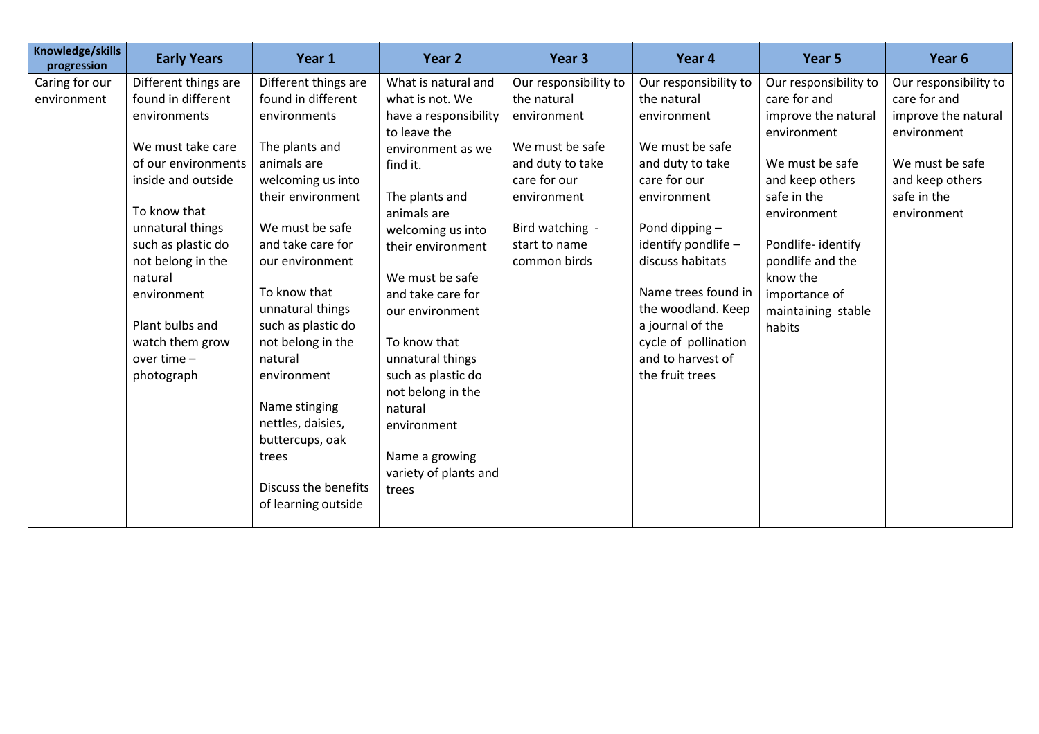| Knowledge/skills progression | Early Years | Year 1 | Year 2 | Year 3 | Year 4 | Year 5 | Year 6 |
|---|---|---|---|---|---|---|---|
| Caring for our environment | Different things are found in different environments<br><br>We must take care of our environments inside and outside<br><br>To know that unnatural things such as plastic do not belong in the natural environment<br><br>Plant bulbs and watch them grow over time – photograph | Different things are found in different environments<br><br>The plants and animals are welcoming us into their environment<br><br>We must be safe and take care for our environment<br><br>To know that unnatural things such as plastic do not belong in the natural environment<br><br>Name stinging nettles, daisies, buttercups, oak trees<br><br>Discuss the benefits of learning outside | What is natural and what is not. We have a responsibility to leave the environment as we find it.<br><br>The plants and animals are welcoming us into their environment<br><br>We must be safe and take care for our environment<br><br>To know that unnatural things such as plastic do not belong in the natural environment<br><br>Name a growing variety of plants and trees | Our responsibility to the natural environment<br><br>We must be safe and duty to take care for our environment<br><br>Bird watching - start to name common birds | Our responsibility to the natural environment<br><br>We must be safe and duty to take care for our environment<br><br>Pond dipping – identify pondlife – discuss habitats<br><br>Name trees found in the woodland. Keep a journal of the cycle of pollination and to harvest of the fruit trees | Our responsibility to care for and improve the natural environment<br><br>We must be safe and keep others safe in the environment<br><br>Pondlife- identify pondlife and the know the importance of maintaining stable habits | Our responsibility to care for and improve the natural environment<br><br>We must be safe and keep others safe in the environment |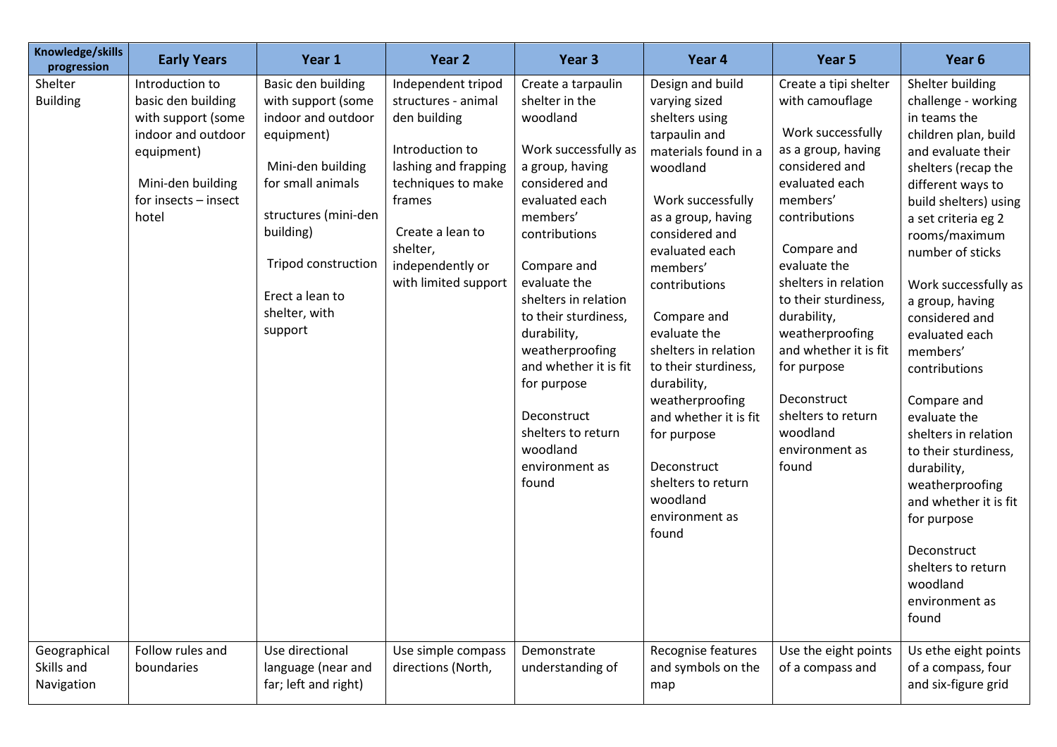| Knowledge/skills progression | Early Years | Year 1 | Year 2 | Year 3 | Year 4 | Year 5 | Year 6 |
|---|---|---|---|---|---|---|---|
| Shelter Building | Introduction to basic den building with support (some indoor and outdoor equipment)<br><br>Mini-den building for insects – insect hotel | Basic den building with support (some indoor and outdoor equipment)<br><br>Mini-den building for small animals<br><br>structures (mini-den building)<br><br>Tripod construction<br><br>Erect a lean to shelter, with support | Independent tripod structures - animal den building<br><br>Introduction to lashing and frapping techniques to make frames<br><br>Create a lean to shelter, independently or with limited support | Create a tarpaulin shelter in the woodland<br><br>Work successfully as a group, having considered and evaluated each members' contributions<br><br>Compare and evaluate the shelters in relation to their sturdiness, durability, weatherproofing and whether it is fit for purpose<br><br>Deconstruct shelters to return woodland environment as found | Design and build varying sized shelters using tarpaulin and materials found in a woodland<br><br>Work successfully as a group, having considered and evaluated each members' contributions<br><br>Compare and evaluate the shelters in relation to their sturdiness, durability, weatherproofing and whether it is fit for purpose<br><br>Deconstruct shelters to return woodland environment as found | Create a tipi shelter with camouflage<br><br>Work successfully as a group, having considered and evaluated each members' contributions<br><br>Compare and evaluate the shelters in relation to their sturdiness, durability, weatherproofing and whether it is fit for purpose<br><br>Deconstruct shelters to return woodland environment as found | Shelter building challenge - working in teams the children plan, build and evaluate their shelters (recap the different ways to build shelters) using a set criteria eg 2 rooms/maximum number of sticks<br><br>Work successfully as a group, having considered and evaluated each members' contributions<br><br>Compare and evaluate the shelters in relation to their sturdiness, durability, weatherproofing and whether it is fit for purpose<br><br>Deconstruct shelters to return woodland environment as found |
| Geographical Skills and Navigation | Follow rules and boundaries | Use directional language (near and far; left and right) | Use simple compass directions (North, | Demonstrate understanding of | Recognise features and symbols on the map | Use the eight points of a compass and | Us ethe eight points of a compass, four and six-figure grid |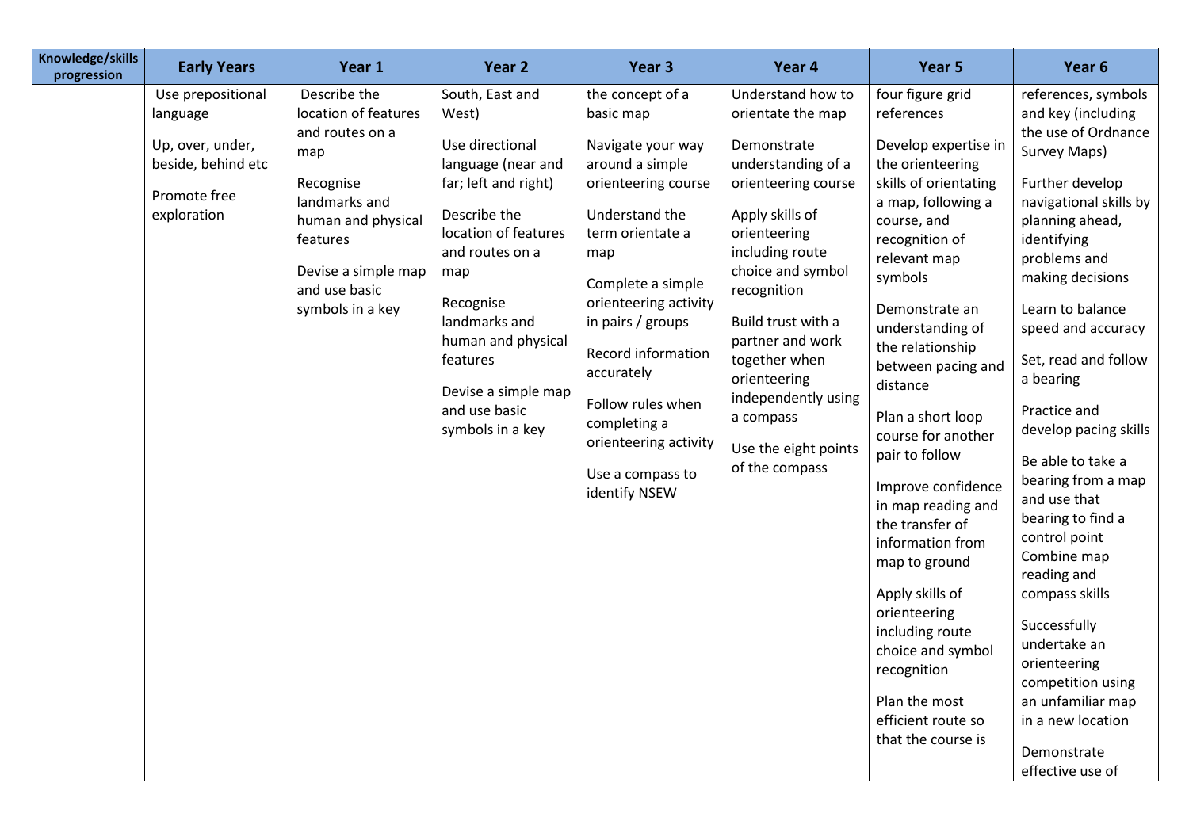| Knowledge/skills progression | Early Years | Year 1 | Year 2 | Year 3 | Year 4 | Year 5 | Year 6 |
|---|---|---|---|---|---|---|---|
| | Use prepositional language<br><br>Up, over, under, beside, behind etc<br><br>Promote free exploration | Describe the location of features and routes on a map<br><br>Recognise landmarks and human and physical features<br><br>Devise a simple map and use basic symbols in a key | South, East and West)<br><br>Use directional language (near and far; left and right)<br><br>Describe the location of features and routes on a map<br><br>Recognise landmarks and human and physical features<br><br>Devise a simple map and use basic symbols in a key | the concept of a basic map<br><br>Navigate your way around a simple orienteering course<br><br>Understand the term orientate a map<br><br>Complete a simple orienteering activity in pairs / groups<br><br>Record information accurately<br><br>Follow rules when completing a orienteering activity<br><br>Use a compass to identify NSEW | Understand how to orientate the map<br><br>Demonstrate understanding of a orienteering course<br><br>Apply skills of orienteering including route choice and symbol recognition<br><br>Build trust with a partner and work together when orienteering independently using a compass<br><br>Use the eight points of the compass | four figure grid references<br><br>Develop expertise in the orienteering skills of orientating a map, following a course, and recognition of relevant map symbols<br><br>Demonstrate an understanding of the relationship between pacing and distance<br><br>Plan a short loop course for another pair to follow<br><br>Improve confidence in map reading and the transfer of information from map to ground<br><br>Apply skills of orienteering including route choice and symbol recognition<br><br>Plan the most efficient route so that the course is | references, symbols and key (including the use of Ordnance Survey Maps)<br><br>Further develop navigational skills by planning ahead, identifying problems and making decisions<br><br>Learn to balance speed and accuracy<br><br>Set, read and follow a bearing<br><br>Practice and develop pacing skills<br><br>Be able to take a bearing from a map and use that bearing to find a control point Combine map reading and compass skills<br><br>Successfully undertake an orienteering competition using an unfamiliar map in a new location<br><br>Demonstrate effective use of |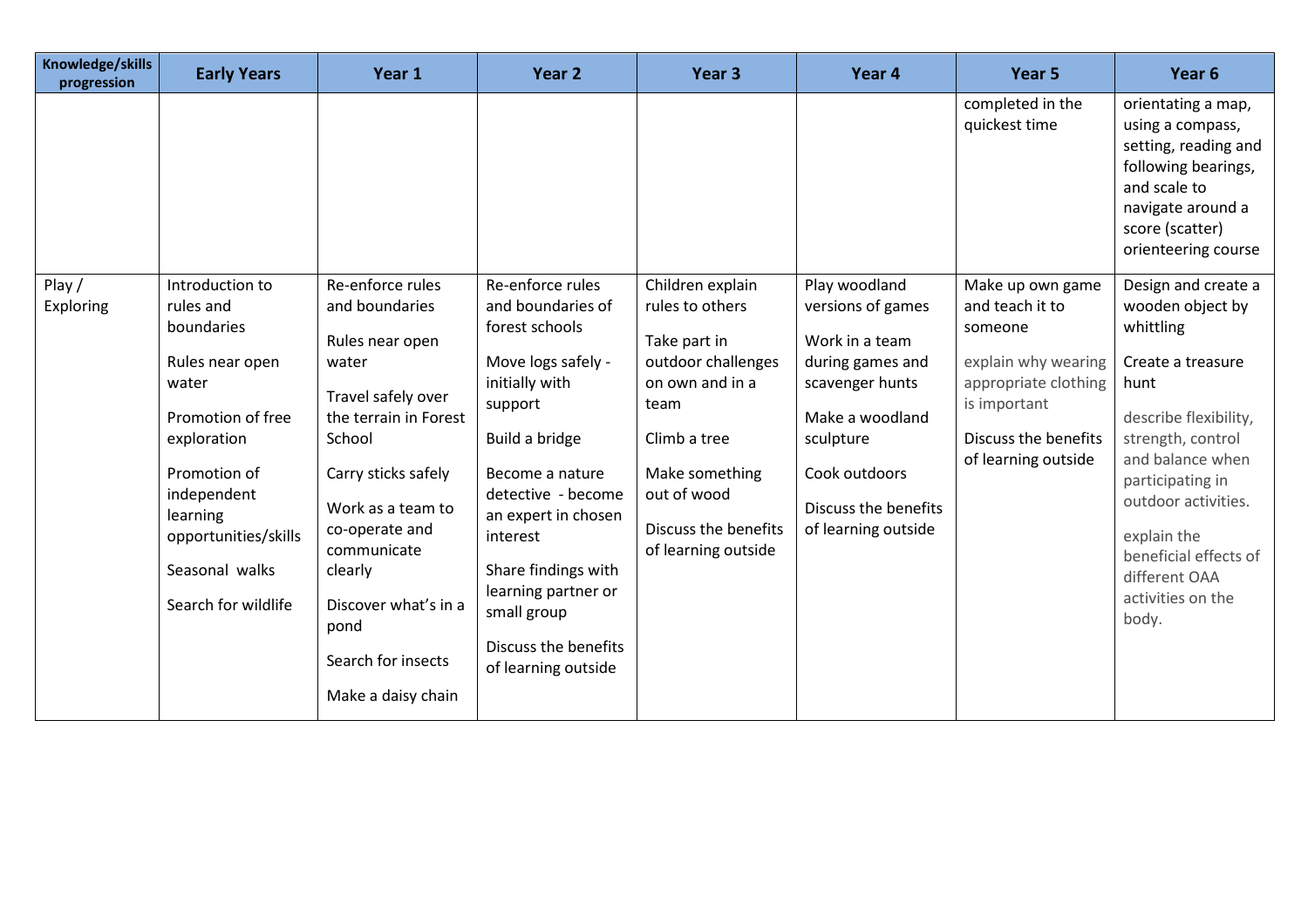| Knowledge/skills progression | Early Years | Year 1 | Year 2 | Year 3 | Year 4 | Year 5 | Year 6 |
|---|---|---|---|---|---|---|---|
| | | | | | | completed in the quickest time | orientating a map, using a compass, setting, reading and following bearings, and scale to navigate around a score (scatter) orienteering course |
| Play / Exploring | Introduction to rules and boundaries<br><br>Rules near open water<br><br>Promotion of free exploration<br><br>Promotion of independent learning opportunities/skills<br><br>Seasonal walks<br><br>Search for wildlife | Re-enforce rules and boundaries<br><br>Rules near open water<br><br>Travel safely over the terrain in Forest School<br><br>Carry sticks safely<br><br>Work as a team to co-operate and communicate clearly<br><br>Discover what's in a pond<br><br>Search for insects<br><br>Make a daisy chain | Re-enforce rules and boundaries of forest schools<br><br>Move logs safely - initially with support<br><br>Build a bridge<br><br>Become a nature detective - become an expert in chosen interest<br><br>Share findings with learning partner or small group<br><br>Discuss the benefits of learning outside | Children explain rules to others<br><br>Take part in outdoor challenges on own and in a team<br><br>Climb a tree<br><br>Make something out of wood<br><br>Discuss the benefits of learning outside | Play woodland versions of games<br><br>Work in a team during games and scavenger hunts<br><br>Make a woodland sculpture<br><br>Cook outdoors<br><br>Discuss the benefits of learning outside | Make up own game and teach it to someone<br><br>explain why wearing appropriate clothing is important<br><br>Discuss the benefits of learning outside | Design and create a wooden object by whittling<br><br>Create a treasure hunt<br><br>describe flexibility, strength, control and balance when participating in outdoor activities.<br><br>explain the beneficial effects of different OAA activities on the body. |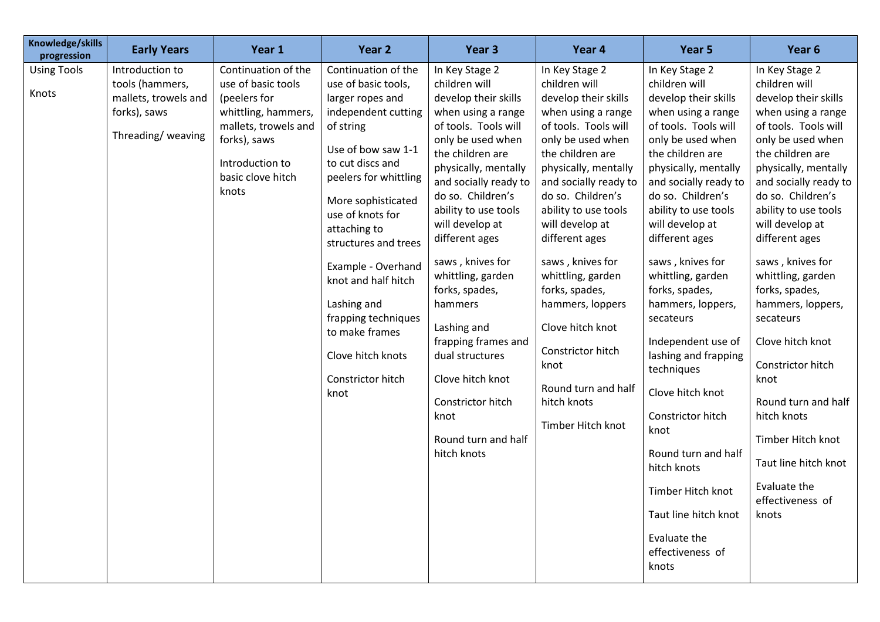| Knowledge/skills progression | Early Years | Year 1 | Year 2 | Year 3 | Year 4 | Year 5 | Year 6 |
|---|---|---|---|---|---|---|---|
| Using Tools<br><br>Knots | Introduction to tools (hammers, mallets, trowels and forks), saws<br><br>Threading/ weaving | Continuation of the use of basic tools (peelers for whittling, hammers, mallets, trowels and forks), saws<br><br>Introduction to basic clove hitch knots | Continuation of the use of basic tools, larger ropes and independent cutting of string<br><br>Use of bow saw 1-1 to cut discs and peelers for whittling<br><br>More sophisticated use of knots for attaching to structures and trees<br><br>Example - Overhand knot and half hitch<br><br>Lashing and frapping techniques to make frames<br><br>Clove hitch knots<br><br>Constrictor hitch knot | In Key Stage 2 children will develop their skills when using a range of tools. Tools will only be used when the children are physically, mentally and socially ready to do so. Children's ability to use tools will develop at different ages<br><br>saws , knives for whittling, garden forks, spades, hammers<br><br>Lashing and frapping frames and dual structures<br><br>Clove hitch knot<br><br>Constrictor hitch knot<br><br>Round turn and half hitch knots | In Key Stage 2 children will develop their skills when using a range of tools. Tools will only be used when the children are physically, mentally and socially ready to do so. Children's ability to use tools will develop at different ages<br><br>saws , knives for whittling, garden forks, spades, hammers, loppers<br><br>Clove hitch knot<br><br>Constrictor hitch knot<br><br>Round turn and half hitch knots<br><br>Timber Hitch knot | In Key Stage 2 children will develop their skills when using a range of tools. Tools will only be used when the children are physically, mentally and socially ready to do so. Children's ability to use tools will develop at different ages<br><br>saws , knives for whittling, garden forks, spades, hammers, loppers, secateurs<br><br>Independent use of lashing and frapping techniques<br><br>Clove hitch knot<br><br>Constrictor hitch knot<br><br>Round turn and half hitch knots<br><br>Timber Hitch knot<br><br>Taut line hitch knot<br><br>Evaluate the effectiveness of knots | In Key Stage 2 children will develop their skills when using a range of tools. Tools will only be used when the children are physically, mentally and socially ready to do so. Children's ability to use tools will develop at different ages<br><br>saws , knives for whittling, garden forks, spades, hammers, loppers, secateurs<br><br>Clove hitch knot<br><br>Constrictor hitch knot<br><br>Round turn and half hitch knots<br><br>Timber Hitch knot<br><br>Taut line hitch knot<br><br>Evaluate the effectiveness of knots |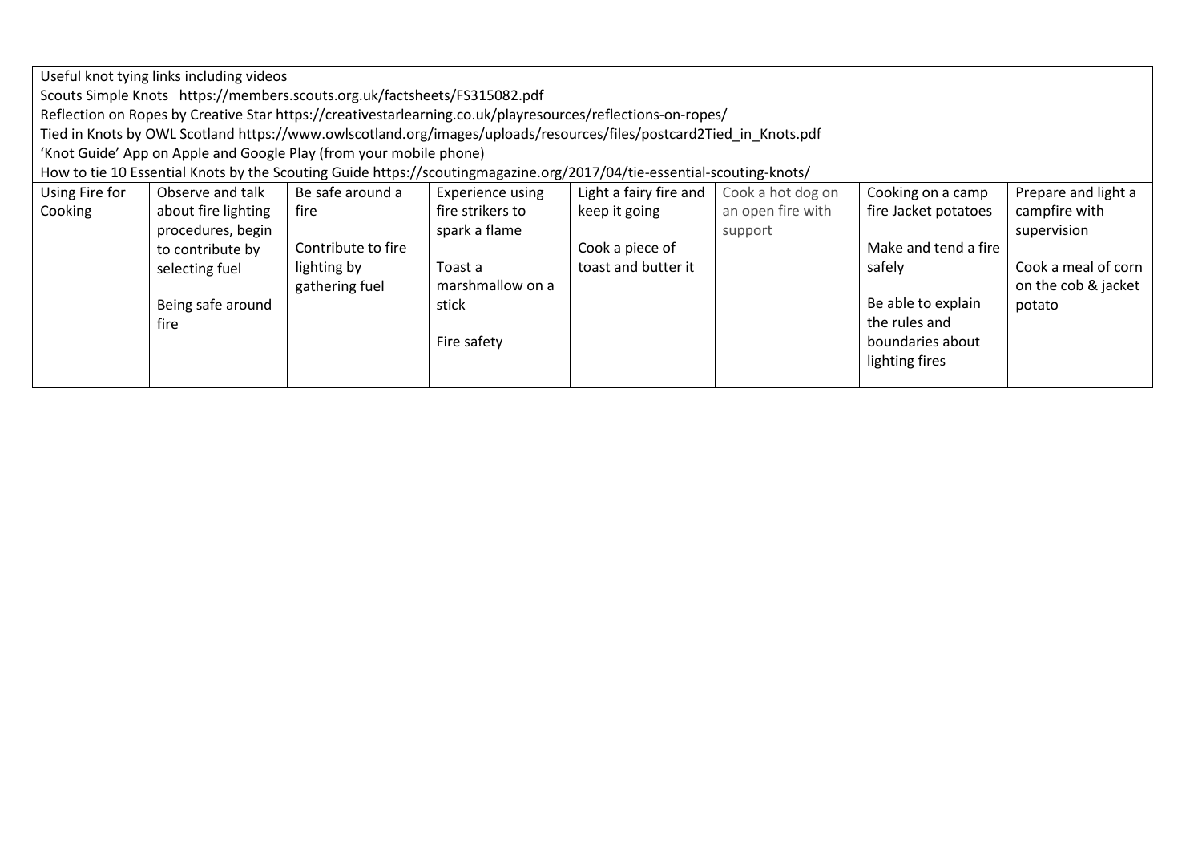Useful knot tying links including videos
Scouts Simple Knots https://members.scouts.org.uk/factsheets/FS315082.pdf
Reflection on Ropes by Creative Star https://creativestarlearning.co.uk/playresources/reflections-on-ropes/
Tied in Knots by OWL Scotland https://www.owlscotland.org/images/uploads/resources/files/postcard2Tied_in_Knots.pdf
'Knot Guide' App on Apple and Google Play (from your mobile phone)
How to tie 10 Essential Knots by the Scouting Guide https://scoutingmagazine.org/2017/04/tie-essential-scouting-knots/

| | | | | | | | |
|---|---|---|---|---|---|---|---|
| Using Fire for Cooking | Observe and talk about fire lighting procedures, begin to contribute by selecting fuel<br><br>Being safe around fire | Be safe around a fire<br><br>Contribute to fire lighting by gathering fuel | Experience using fire strikers to spark a flame<br><br>Toast a marshmallow on a stick<br><br>Fire safety | Light a fairy fire and keep it going<br><br>Cook a piece of toast and butter it | Cook a hot dog on an open fire with support | Cooking on a camp fire Jacket potatoes<br><br>Make and tend a fire safely<br><br>Be able to explain the rules and boundaries about lighting fires | Prepare and light a campfire with supervision<br><br>Cook a meal of corn on the cob & jacket potato |